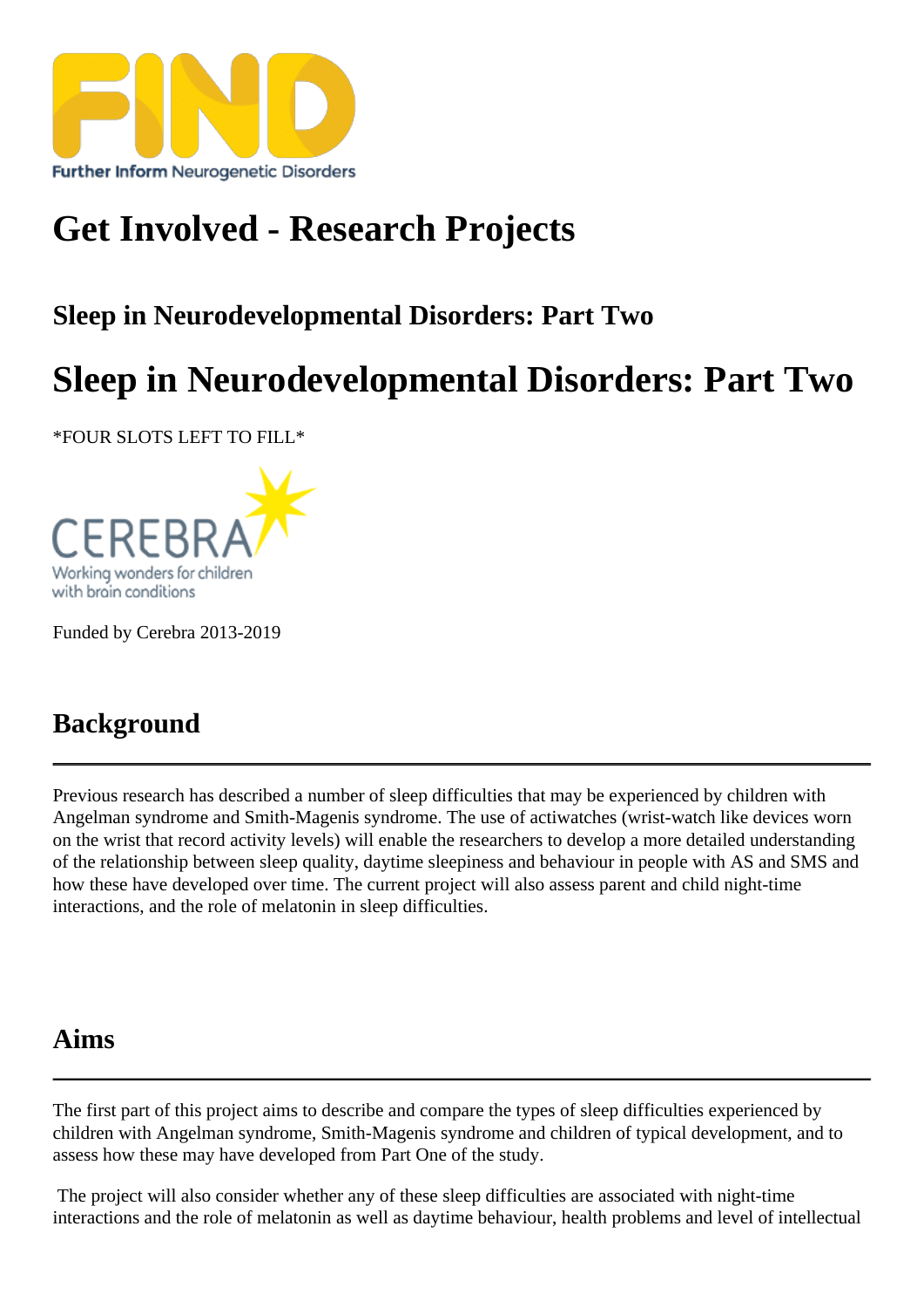# Get Involved - Research Projects

## Sleep in Neurodevelopmental Disorders: Part Two

# Sleep in Neurodevelopmental Disorders: Part Two

*FOUR SLOTS LEFT TO FILL*

Funded by Cerebra 2013-2019

## Background

Previous research has described a number of sleep difficulties that may be experienced by children with Angelman syndrome and Smith-Magenis syndrome. The use of actiwatches (wrist-watch like devices worn on the wrist that record activity levels) will enable the researchers to develop a more detailed understanding of the relationship between sleep quality, daytime sleepiness and behaviour in people with AS and SMS and how these have developed over time. The current project will also assess parent and child night-time interactions, and the role of melatonin in sleep difficulties.

## Aims

The first part of this project aims to describe and compare the types of sleep difficulties experienced by children with Angelman syndrome, Smith-Magenis syndrome and children of typical development, and to assess how these may have developed from Part One of the study.

The project will also consider whether any of these sleep difficulties are associated with night-time interactions and the role of melatonin as well as daytime behaviour, health problems and level of intellectual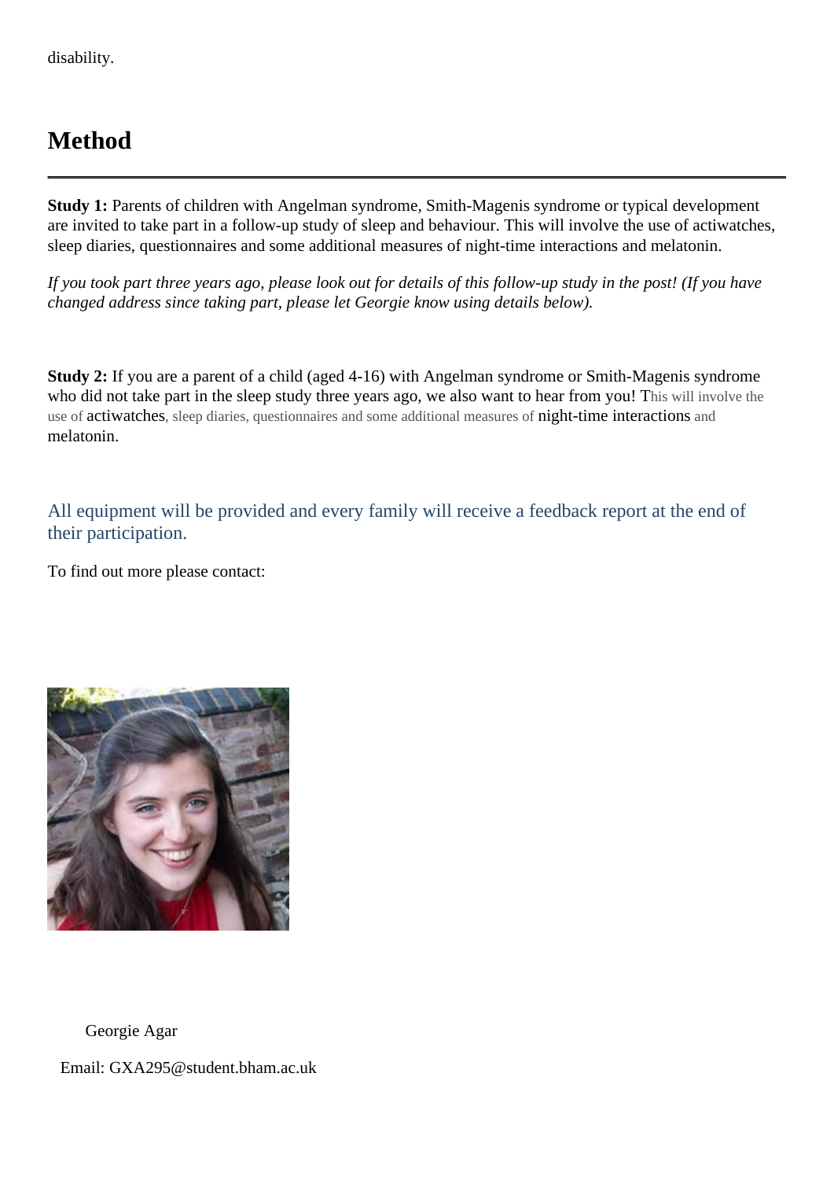disability.

## Method

**Study 1:** Parents of children with Angelman syndrome, Smith-Magenis syndrome or typical development are invited to take part in a follow-up study of sleep and behaviour. This will involve the use of actiwatches, sleep diaries, questionnaires and some additional measures of night-time interactions and melatonin.

*If you took part three years ago, please look out for details of this follow-up study in the post! (If you have changed address since taking part, please let Georgie know using details below).*

**Study 2:** If you are a parent of a child (aged 4-16) with Angelman syndrome or Smith-Magenis syndrome who did not take part in the sleep study three years ago, we also want to hear from you! This will involve the use of actiwatches, sleep diaries, questionnaires and some additional measures of night-time interactions and melatonin.

All equipment will be provided and every family will receive a feedback report at the end of their participation.

To find out more please contact:

Georgie Agar

Email: GXA295@student.bham.ac.uk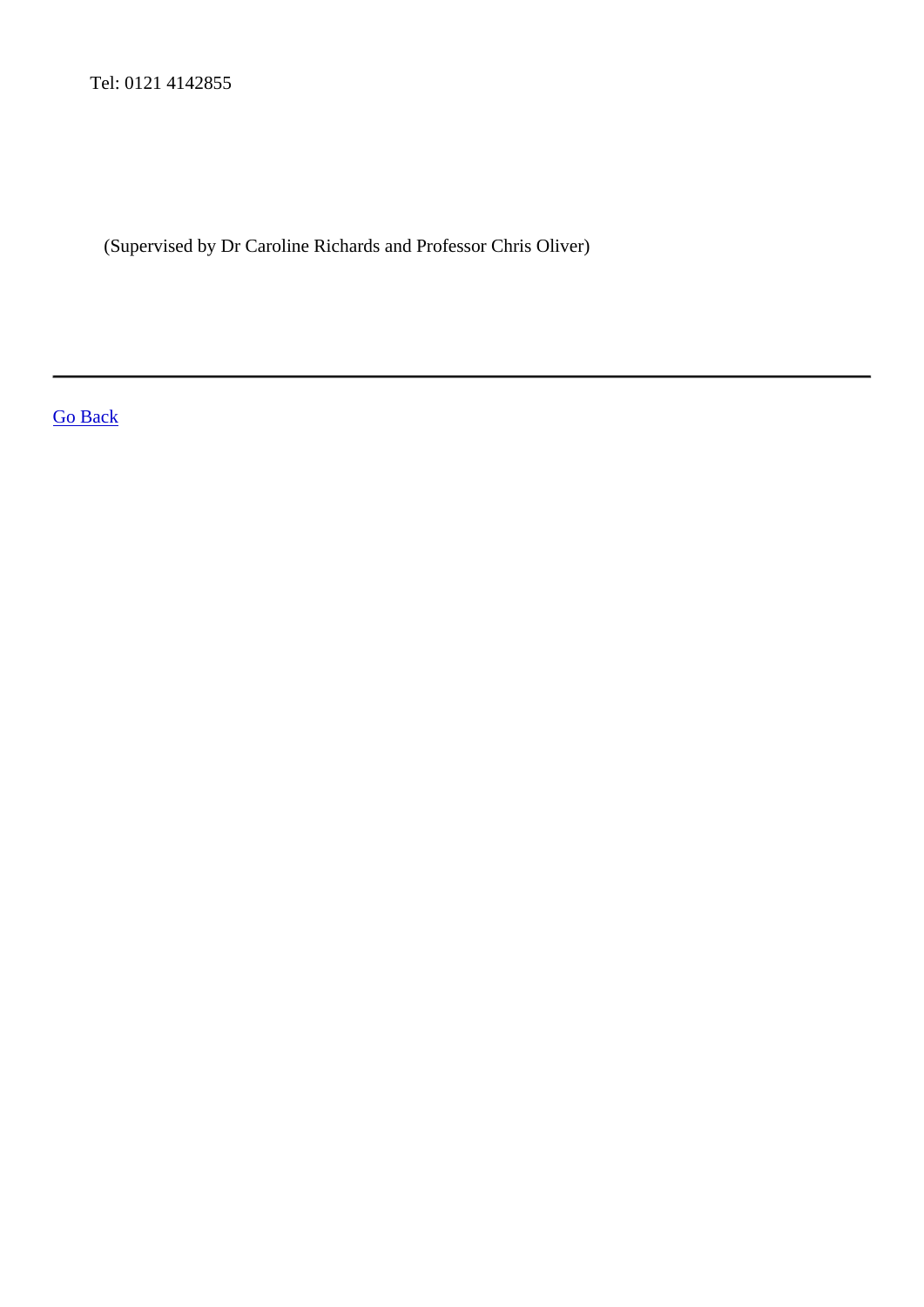Tel: 0121 4142855

(Supervised by Dr Caroline Richards and Professor Chris Oliver)

---

Go Back